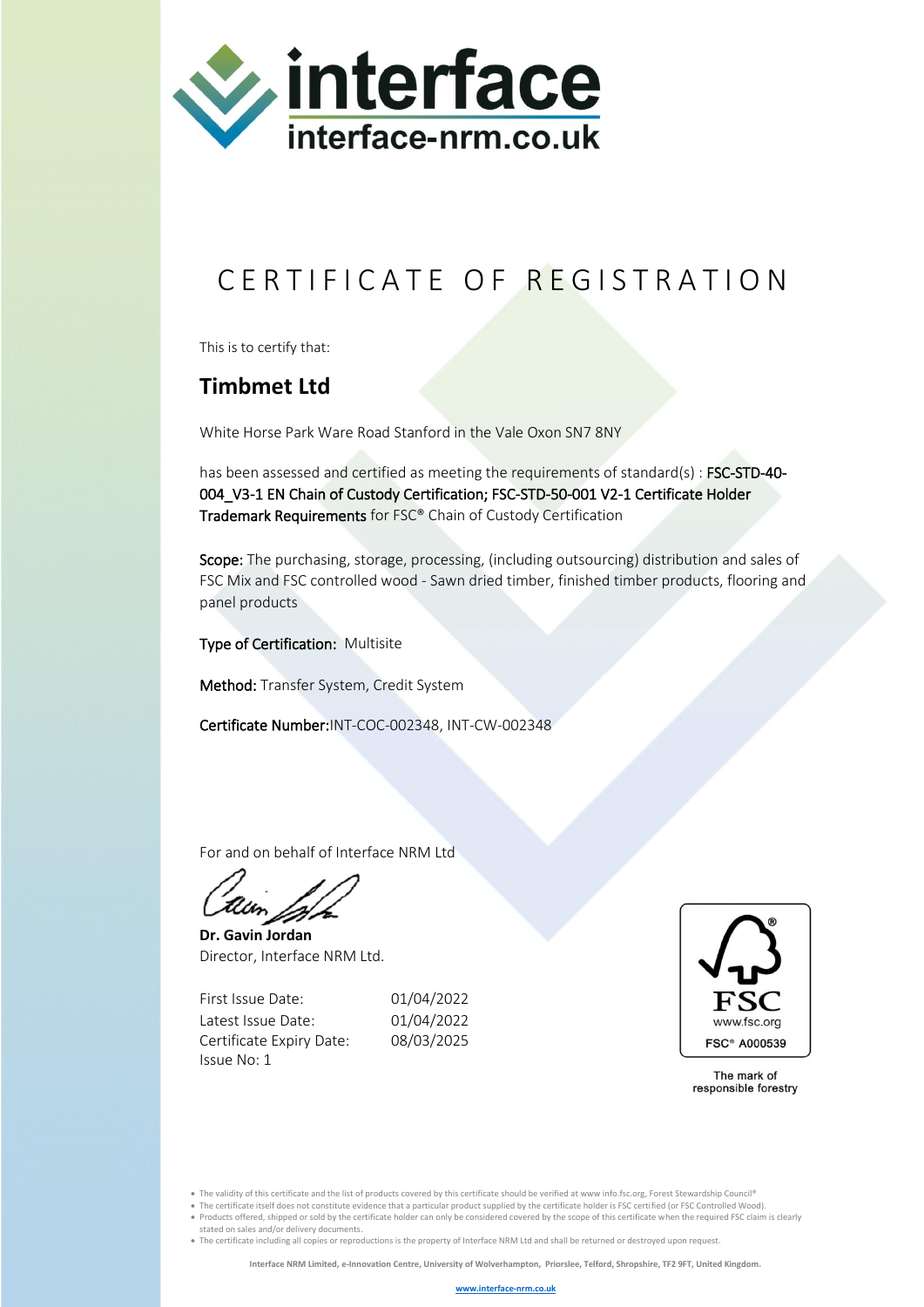interface
interface-nrm.co.uk

# CERTIFICATE OF REGISTRATION

This is to certify that:

## Timbmet Ltd

White Horse Park Ware Road Stanford in the Vale Oxon SN7 8NY

has been assessed and certified as meeting the requirements of standard(s) : **FSC-STD-40-004_V3-1 EN Chain of Custody Certification; FSC-STD-50-001 V2-1 Certificate Holder Trademark Requirements** for FSC® Chain of Custody Certification

**Scope:** The purchasing, storage, processing, (including outsourcing) distribution and sales of FSC Mix and FSC controlled wood - Sawn dried timber, finished timber products, flooring and panel products

**Type of Certification:** Multisite

**Method:** Transfer System, Credit System

**Certificate Number:** INT-COC-002348, INT-CW-002348

For and on behalf of Interface NRM Ltd

**Dr. Gavin Jordan**
Director, Interface NRM Ltd.

| | |
|---|---|
| First Issue Date: | 01/04/2022 |
| Latest Issue Date: | 01/04/2022 |
| Certificate Expiry Date: | 08/03/2025 |
| Issue No: 1 | |

FSC
www.fsc.org
FSC® A000539

The mark of responsible forestry

- The validity of this certificate and the list of products covered by this certificate should be verified at www info.fsc.org, Forest Stewardship Council®
- The certificate itself does not constitute evidence that a particular product supplied by the certificate holder is FSC certified (or FSC Controlled Wood).
- Products offered, shipped or sold by the certificate holder can only be considered covered by the scope of this certificate when the required FSC claim is clearly stated on sales and/or delivery documents.
- The certificate including all copies or reproductions is the property of Interface NRM Ltd and shall be returned or destroyed upon request.

**Interface NRM Limited, e-Innovation Centre, University of Wolverhampton, Priorslee, Telford, Shropshire, TF2 9FT, United Kingdom.**

www.interface-nrm.co.uk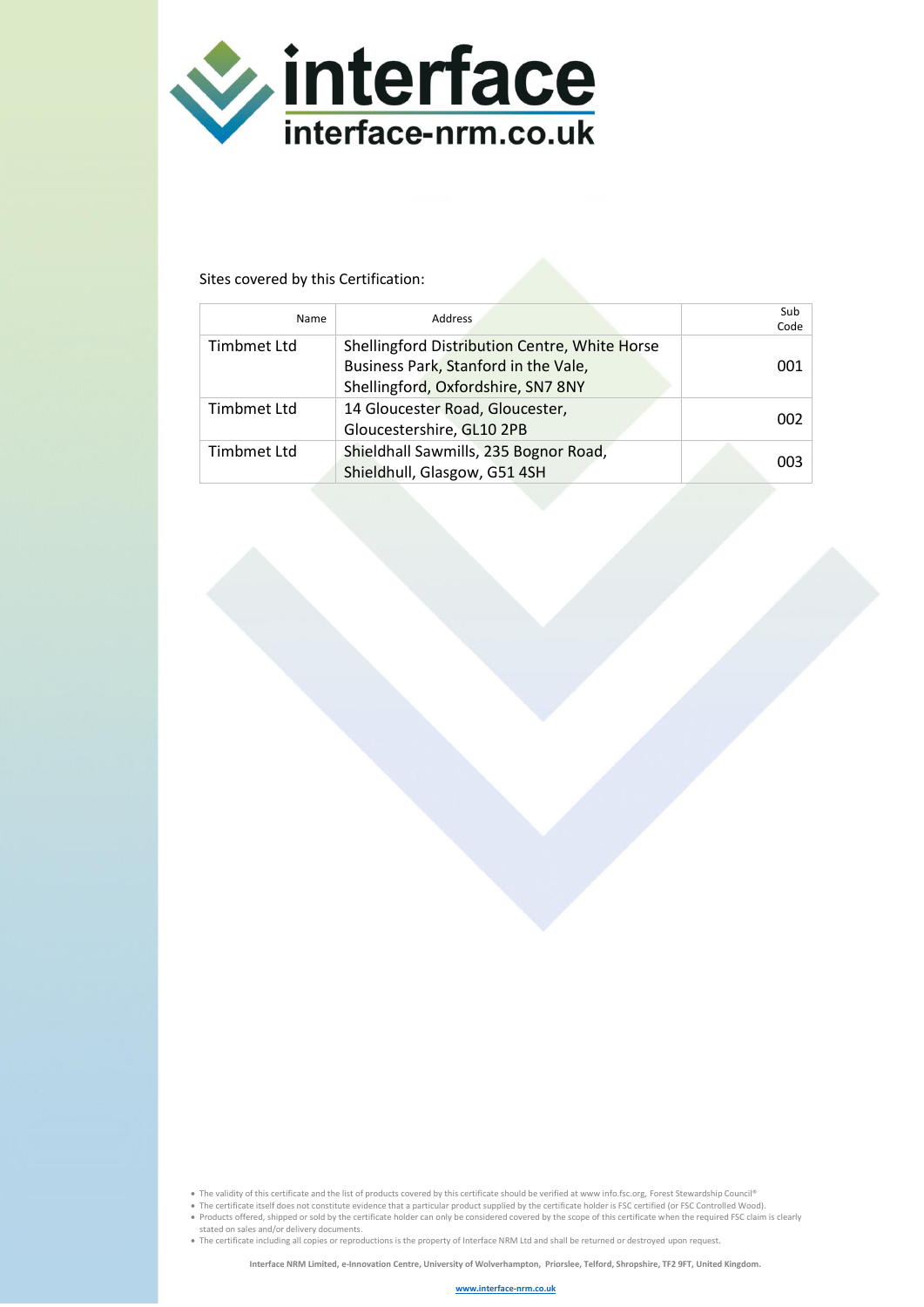Sites covered by this Certification:

| Name | Address | Sub Code |
|---|---|---|
| Timbmet Ltd | Shellingford Distribution Centre, White Horse Business Park, Stanford in the Vale, Shellingford, Oxfordshire, SN7 8NY | 001 |
| Timbmet Ltd | 14 Gloucester Road, Gloucester, Gloucestershire, GL10 2PB | 002 |
| Timbmet Ltd | Shieldhall Sawmills, 235 Bognor Road, Shieldhull, Glasgow, G51 4SH | 003 |

- The validity of this certificate and the list of products covered by this certificate should be verified at www info.fsc.org, Forest Stewardship Council®
- The certificate itself does not constitute evidence that a particular product supplied by the certificate holder is FSC certified (or FSC Controlled Wood).
- Products offered, shipped or sold by the certificate holder can only be considered covered by the scope of this certificate when the required FSC claim is clearly stated on sales and/or delivery documents.
- The certificate including all copies or reproductions is the property of Interface NRM Ltd and shall be returned or destroyed upon request.

**Interface NRM Limited, e-Innovation Centre, University of Wolverhampton, Priorslee, Telford, Shropshire, TF2 9FT, United Kingdom.**

www.interface-nrm.co.uk